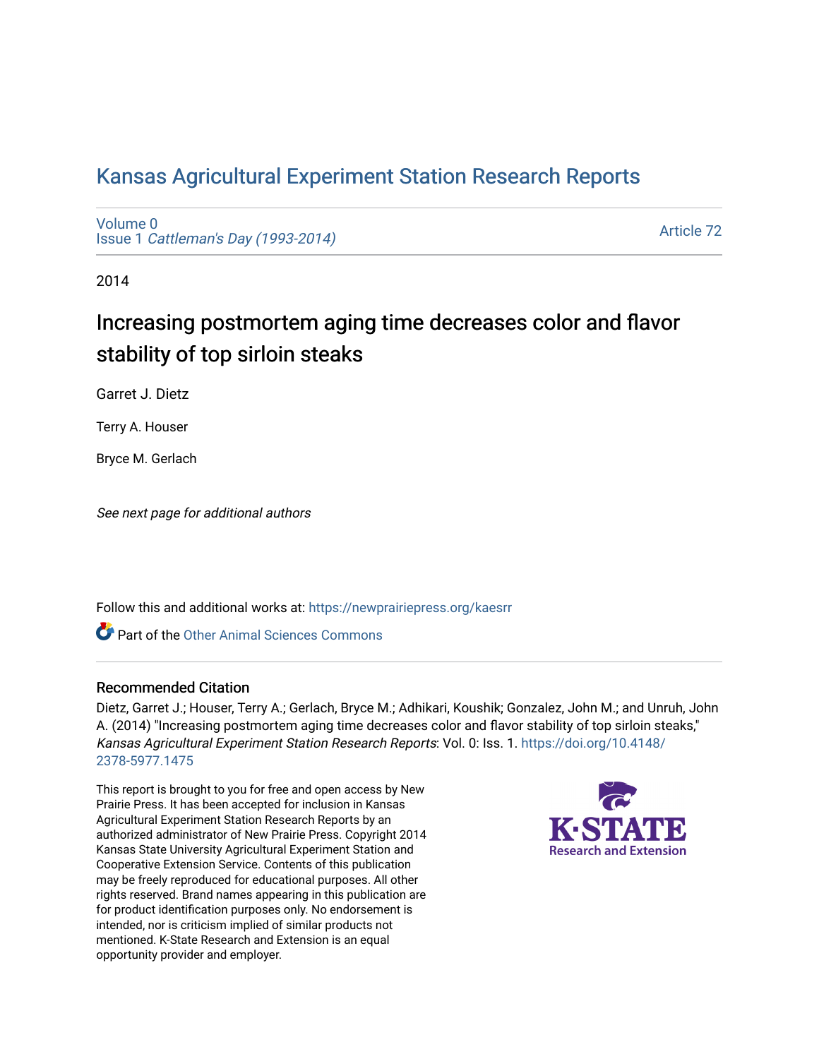# Kansas Agricultural Experiment Station Research Reports

Volume 0
Issue 1 *Cattleman's Day (1993-2014)*

Article 72

2014

## Increasing postmortem aging time decreases color and flavor stability of top sirloin steaks

Garret J. Dietz

Terry A. Houser

Bryce M. Gerlach

*See next page for additional authors*

Follow this and additional works at: https://newprairiepress.org/kaesrr

Part of the Other Animal Sciences Commons

### Recommended Citation

Dietz, Garret J.; Houser, Terry A.; Gerlach, Bryce M.; Adhikari, Koushik; Gonzalez, John M.; and Unruh, John A. (2014) "Increasing postmortem aging time decreases color and flavor stability of top sirloin steaks," *Kansas Agricultural Experiment Station Research Reports*: Vol. 0: Iss. 1. https://doi.org/10.4148/2378-5977.1475

This report is brought to you for free and open access by New Prairie Press. It has been accepted for inclusion in Kansas Agricultural Experiment Station Research Reports by an authorized administrator of New Prairie Press. Copyright 2014 Kansas State University Agricultural Experiment Station and Cooperative Extension Service. Contents of this publication may be freely reproduced for educational purposes. All other rights reserved. Brand names appearing in this publication are for product identification purposes only. No endorsement is intended, nor is criticism implied of similar products not mentioned. K-State Research and Extension is an equal opportunity provider and employer.

K-STATE Research and Extension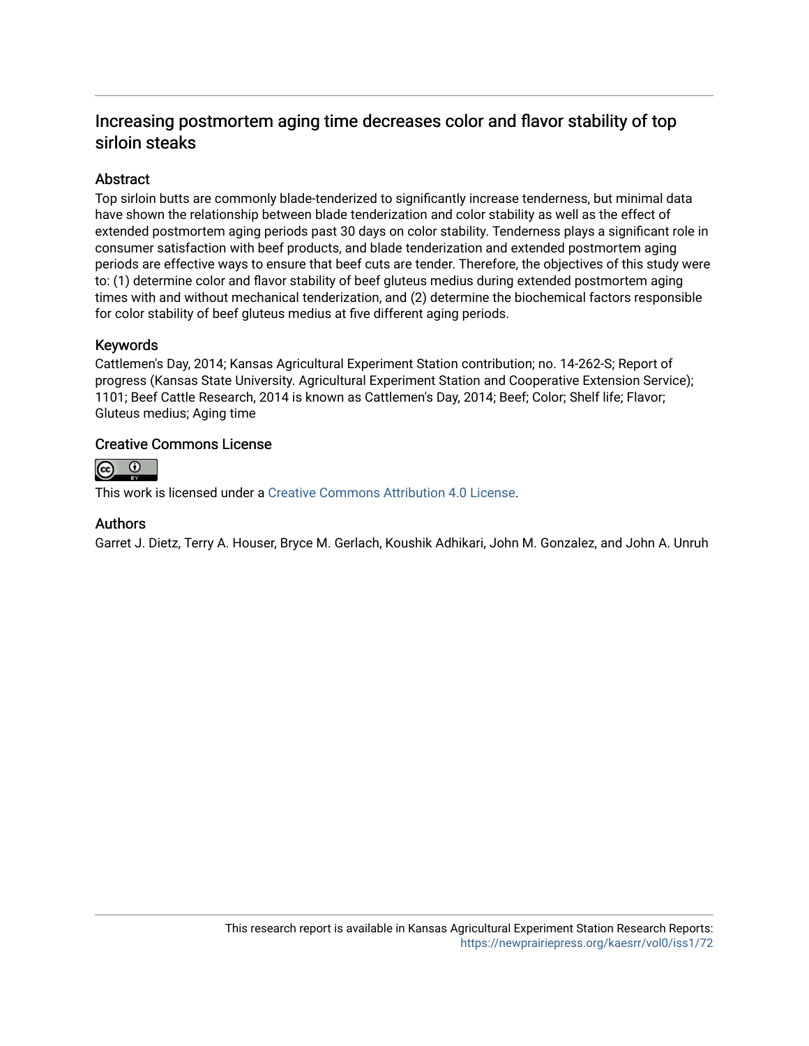# Increasing postmortem aging time decreases color and flavor stability of top sirloin steaks

## Abstract

Top sirloin butts are commonly blade-tenderized to significantly increase tenderness, but minimal data have shown the relationship between blade tenderization and color stability as well as the effect of extended postmortem aging periods past 30 days on color stability. Tenderness plays a significant role in consumer satisfaction with beef products, and blade tenderization and extended postmortem aging periods are effective ways to ensure that beef cuts are tender. Therefore, the objectives of this study were to: (1) determine color and flavor stability of beef gluteus medius during extended postmortem aging times with and without mechanical tenderization, and (2) determine the biochemical factors responsible for color stability of beef gluteus medius at five different aging periods.

## Keywords

Cattlemen's Day, 2014; Kansas Agricultural Experiment Station contribution; no. 14-262-S; Report of progress (Kansas State University. Agricultural Experiment Station and Cooperative Extension Service); 1101; Beef Cattle Research, 2014 is known as Cattlemen's Day, 2014; Beef; Color; Shelf life; Flavor; Gluteus medius; Aging time

## Creative Commons License

This work is licensed under a Creative Commons Attribution 4.0 License.

## Authors

Garret J. Dietz, Terry A. Houser, Bryce M. Gerlach, Koushik Adhikari, John M. Gonzalez, and John A. Unruh

This research report is available in Kansas Agricultural Experiment Station Research Reports: https://newprairiepress.org/kaesrr/vol0/iss1/72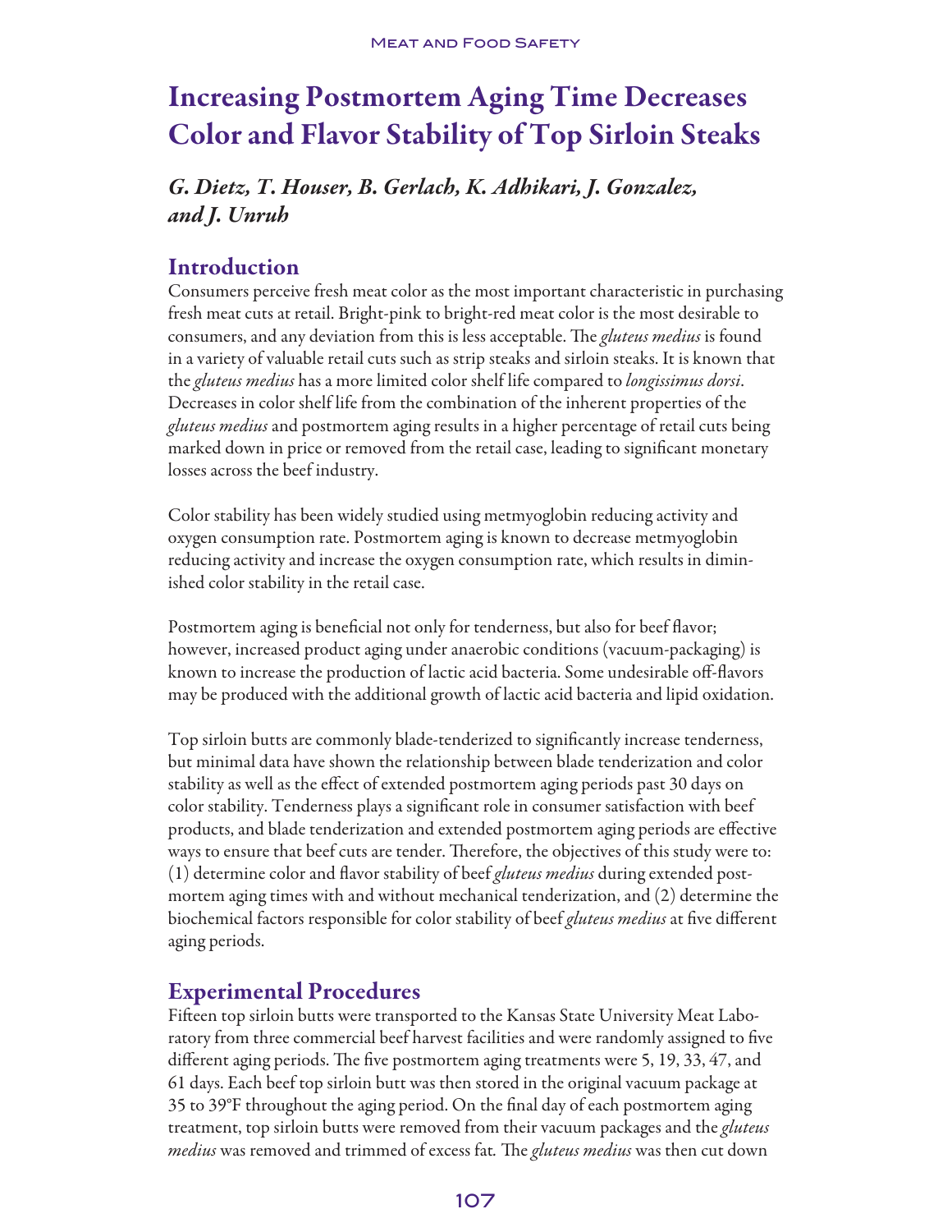# Increasing Postmortem Aging Time Decreases Color and Flavor Stability of Top Sirloin Steaks

*G. Dietz, T. Houser, B. Gerlach, K. Adhikari, J. Gonzalez, and J. Unruh*

## Introduction

Consumers perceive fresh meat color as the most important characteristic in purchasing fresh meat cuts at retail. Bright-pink to bright-red meat color is the most desirable to consumers, and any deviation from this is less acceptable. The *gluteus medius* is found in a variety of valuable retail cuts such as strip steaks and sirloin steaks. It is known that the *gluteus medius* has a more limited color shelf life compared to *longissimus dorsi*. Decreases in color shelf life from the combination of the inherent properties of the *gluteus medius* and postmortem aging results in a higher percentage of retail cuts being marked down in price or removed from the retail case, leading to significant monetary losses across the beef industry.

Color stability has been widely studied using metmyoglobin reducing activity and oxygen consumption rate. Postmortem aging is known to decrease metmyoglobin reducing activity and increase the oxygen consumption rate, which results in diminished color stability in the retail case.

Postmortem aging is beneficial not only for tenderness, but also for beef flavor; however, increased product aging under anaerobic conditions (vacuum-packaging) is known to increase the production of lactic acid bacteria. Some undesirable off-flavors may be produced with the additional growth of lactic acid bacteria and lipid oxidation.

Top sirloin butts are commonly blade-tenderized to significantly increase tenderness, but minimal data have shown the relationship between blade tenderization and color stability as well as the effect of extended postmortem aging periods past 30 days on color stability. Tenderness plays a significant role in consumer satisfaction with beef products, and blade tenderization and extended postmortem aging periods are effective ways to ensure that beef cuts are tender. Therefore, the objectives of this study were to: (1) determine color and flavor stability of beef *gluteus medius* during extended postmortem aging times with and without mechanical tenderization, and (2) determine the biochemical factors responsible for color stability of beef *gluteus medius* at five different aging periods.

## Experimental Procedures

Fifteen top sirloin butts were transported to the Kansas State University Meat Laboratory from three commercial beef harvest facilities and were randomly assigned to five different aging periods. The five postmortem aging treatments were 5, 19, 33, 47, and 61 days. Each beef top sirloin butt was then stored in the original vacuum package at 35 to 39°F throughout the aging period. On the final day of each postmortem aging treatment, top sirloin butts were removed from their vacuum packages and the *gluteus medius* was removed and trimmed of excess fat. The *gluteus medius* was then cut down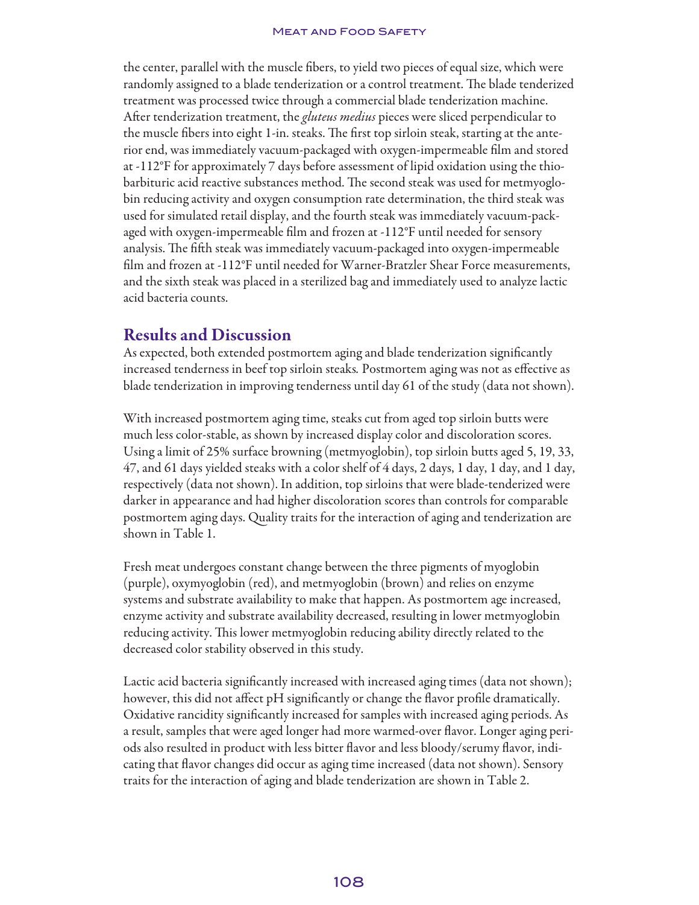the center, parallel with the muscle fibers, to yield two pieces of equal size, which were randomly assigned to a blade tenderization or a control treatment. The blade tenderized treatment was processed twice through a commercial blade tenderization machine. After tenderization treatment, the *gluteus medius* pieces were sliced perpendicular to the muscle fibers into eight 1-in. steaks. The first top sirloin steak, starting at the anterior end, was immediately vacuum-packaged with oxygen-impermeable film and stored at -112°F for approximately 7 days before assessment of lipid oxidation using the thiobarbituric acid reactive substances method. The second steak was used for metmyoglobin reducing activity and oxygen consumption rate determination, the third steak was used for simulated retail display, and the fourth steak was immediately vacuum-packaged with oxygen-impermeable film and frozen at -112°F until needed for sensory analysis. The fifth steak was immediately vacuum-packaged into oxygen-impermeable film and frozen at -112°F until needed for Warner-Bratzler Shear Force measurements, and the sixth steak was placed in a sterilized bag and immediately used to analyze lactic acid bacteria counts.

## Results and Discussion

As expected, both extended postmortem aging and blade tenderization significantly increased tenderness in beef top sirloin steaks. Postmortem aging was not as effective as blade tenderization in improving tenderness until day 61 of the study (data not shown).

With increased postmortem aging time, steaks cut from aged top sirloin butts were much less color-stable, as shown by increased display color and discoloration scores. Using a limit of 25% surface browning (metmyoglobin), top sirloin butts aged 5, 19, 33, 47, and 61 days yielded steaks with a color shelf of 4 days, 2 days, 1 day, 1 day, and 1 day, respectively (data not shown). In addition, top sirloins that were blade-tenderized were darker in appearance and had higher discoloration scores than controls for comparable postmortem aging days. Quality traits for the interaction of aging and tenderization are shown in Table 1.

Fresh meat undergoes constant change between the three pigments of myoglobin (purple), oxymyoglobin (red), and metmyoglobin (brown) and relies on enzyme systems and substrate availability to make that happen. As postmortem age increased, enzyme activity and substrate availability decreased, resulting in lower metmyoglobin reducing activity. This lower metmyoglobin reducing ability directly related to the decreased color stability observed in this study.

Lactic acid bacteria significantly increased with increased aging times (data not shown); however, this did not affect pH significantly or change the flavor profile dramatically. Oxidative rancidity significantly increased for samples with increased aging periods. As a result, samples that were aged longer had more warmed-over flavor. Longer aging periods also resulted in product with less bitter flavor and less bloody/serumy flavor, indicating that flavor changes did occur as aging time increased (data not shown). Sensory traits for the interaction of aging and blade tenderization are shown in Table 2.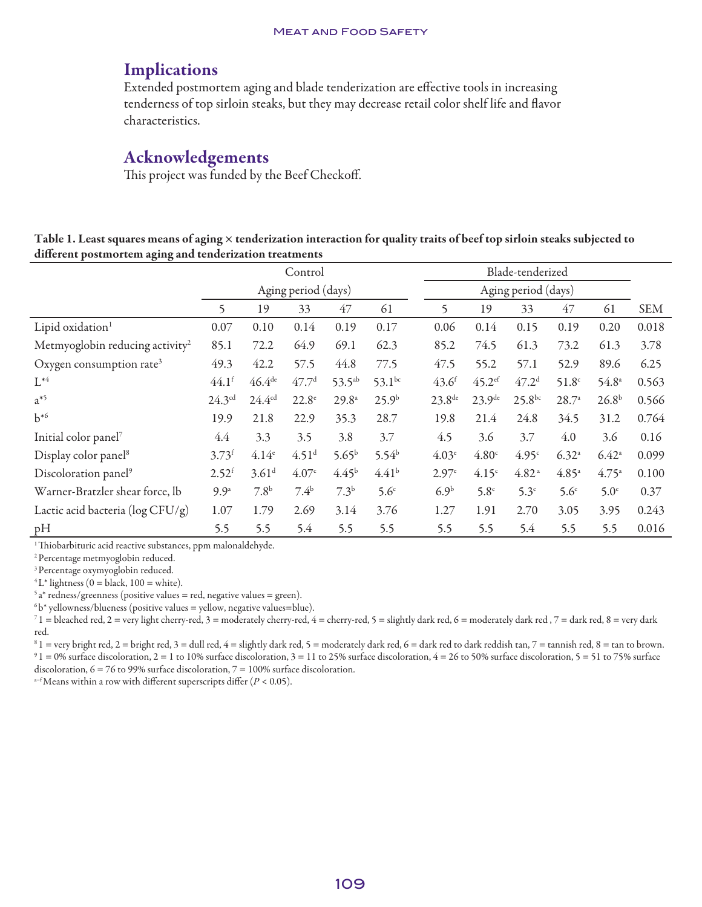## Implications

Extended postmortem aging and blade tenderization are effective tools in increasing tenderness of top sirloin steaks, but they may decrease retail color shelf life and flavor characteristics.

## Acknowledgements

This project was funded by the Beef Checkoff.

**Table 1. Least squares means of aging × tenderization interaction for quality traits of beef top sirloin steaks subjected to different postmortem aging and tenderization treatments**

| | Control | | | | | Blade-tenderized | | | | | |
|---|---|---|---|---|---|---|---|---|---|---|---|
| | Aging period (days) | | | | | Aging period (days) | | | | | |
| | 5 | 19 | 33 | 47 | 61 | 5 | 19 | 33 | 47 | 61 | SEM |
| Lipid oxidation[1] | 0.07 | 0.10 | 0.14 | 0.19 | 0.17 | 0.06 | 0.14 | 0.15 | 0.19 | 0.20 | 0.018 |
| Metmyoglobin reducing activity[2] | 85.1 | 72.2 | 64.9 | 69.1 | 62.3 | 85.2 | 74.5 | 61.3 | 73.2 | 61.3 | 3.78 |
| Oxygen consumption rate[3] | 49.3 | 42.2 | 57.5 | 44.8 | 77.5 | 47.5 | 55.2 | 57.1 | 52.9 | 89.6 | 6.25 |
| L*[4] | 44.1[f] | 46.4[de] | 47.7[d] | 53.5[ab] | 53.1[bc] | 43.6[f] | 45.2[ef] | 47.2[d] | 51.8[c] | 54.8[a] | 0.563 |
| a*[5] | 24.3[cd] | 24.4[cd] | 22.8[e] | 29.8[a] | 25.9[b] | 23.8[de] | 23.9[de] | 25.8[bc] | 28.7[a] | 26.8[b] | 0.566 |
| b*[6] | 19.9 | 21.8 | 22.9 | 35.3 | 28.7 | 19.8 | 21.4 | 24.8 | 34.5 | 31.2 | 0.764 |
| Initial color panel[7] | 4.4 | 3.3 | 3.5 | 3.8 | 3.7 | 4.5 | 3.6 | 3.7 | 4.0 | 3.6 | 0.16 |
| Display color panel[8] | 3.73[f] | 4.14[e] | 4.51[d] | 5.65[b] | 5.54[b] | 4.03[e] | 4.80[c] | 4.95[c] | 6.32[a] | 6.42[a] | 0.099 |
| Discoloration panel[9] | 2.52[f] | 3.61[d] | 4.07[c] | 4.45[b] | 4.41[b] | 2.97[e] | 4.15[c] | 4.82[a] | 4.85[a] | 4.75[a] | 0.100 |
| Warner-Bratzler shear force, lb | 9.9[a] | 7.8[b] | 7.4[b] | 7.3[b] | 5.6[c] | 6.9[b] | 5.8[c] | 5.3[c] | 5.6[c] | 5.0[c] | 0.37 |
| Lactic acid bacteria (log CFU/g) | 1.07 | 1.79 | 2.69 | 3.14 | 3.76 | 1.27 | 1.91 | 2.70 | 3.05 | 3.95 | 0.243 |
| pH | 5.5 | 5.5 | 5.4 | 5.5 | 5.5 | 5.5 | 5.5 | 5.4 | 5.5 | 5.5 | 0.016 |

[1] Thiobarbituric acid reactive substances, ppm malonaldehyde.
[2] Percentage metmyoglobin reduced.
[3] Percentage oxymyoglobin reduced.
[4] L* lightness (0 = black, 100 = white).
[5] a* redness/greenness (positive values = red, negative values = green).
[6] b* yellowness/blueness (positive values = yellow, negative values=blue).
[7] 1 = bleached red, 2 = very light cherry-red, 3 = moderately cherry-red, 4 = cherry-red, 5 = slightly dark red, 6 = moderately dark red , 7 = dark red, 8 = very dark red.
[8] 1 = very bright red, 2 = bright red, 3 = dull red, 4 = slightly dark red, 5 = moderately dark red, 6 = dark red to dark reddish tan, 7 = tannish red, 8 = tan to brown.
[9] 1 = 0% surface discoloration, 2 = 1 to 10% surface discoloration, 3 = 11 to 25% surface discoloration, 4 = 26 to 50% surface discoloration, 5 = 51 to 75% surface discoloration, 6 = 76 to 99% surface discoloration, 7 = 100% surface discoloration.
[a–f] Means within a row with different superscripts differ ($P < 0.05$).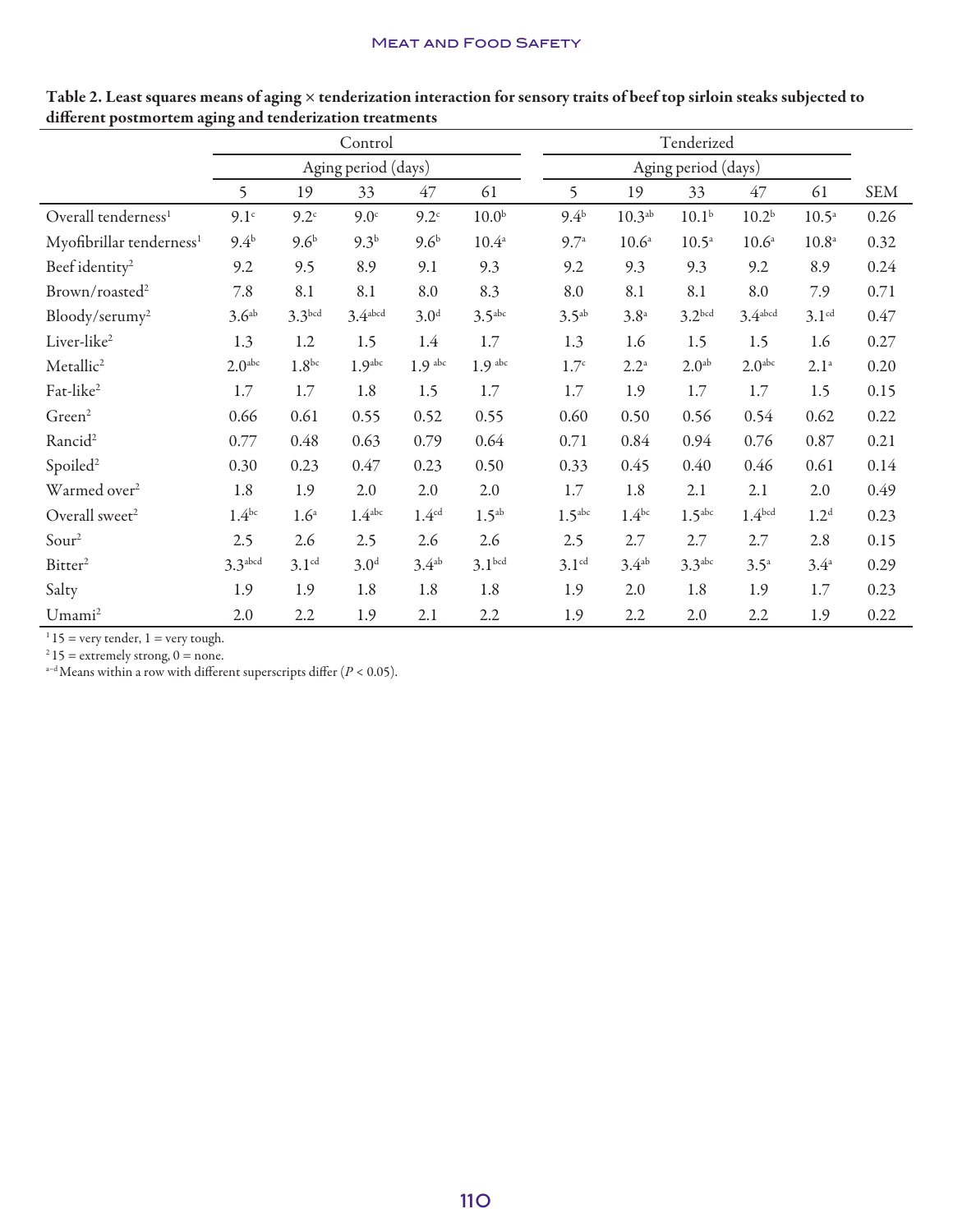**Table 2. Least squares means of aging × tenderization interaction for sensory traits of beef top sirloin steaks subjected to different postmortem aging and tenderization treatments**

| | Control | | | | | Tenderized | | | | | |
|---|---|---|---|---|---|---|---|---|---|---|---|
| | Aging period (days) | | | | | Aging period (days) | | | | | |
| | 5 | 19 | 33 | 47 | 61 | 5 | 19 | 33 | 47 | 61 | SEM |
| Overall tenderness[1] | 9.1[c] | 9.2[c] | 9.0[c] | 9.2[c] | 10.0[b] | 9.4[b] | 10.3[ab] | 10.1[b] | 10.2[b] | 10.5[a] | 0.26 |
| Myofibrillar tenderness[1] | 9.4[b] | 9.6[b] | 9.3[b] | 9.6[b] | 10.4[a] | 9.7[a] | 10.6[a] | 10.5[a] | 10.6[a] | 10.8[a] | 0.32 |
| Beef identity[2] | 9.2 | 9.5 | 8.9 | 9.1 | 9.3 | 9.2 | 9.3 | 9.3 | 9.2 | 8.9 | 0.24 |
| Brown/roasted[2] | 7.8 | 8.1 | 8.1 | 8.0 | 8.3 | 8.0 | 8.1 | 8.1 | 8.0 | 7.9 | 0.71 |
| Bloody/serumy[2] | 3.6[ab] | 3.3[bcd] | 3.4[abcd] | 3.0[d] | 3.5[abc] | 3.5[ab] | 3.8[a] | 3.2[bcd] | 3.4[abcd] | 3.1[cd] | 0.47 |
| Liver-like[2] | 1.3 | 1.2 | 1.5 | 1.4 | 1.7 | 1.3 | 1.6 | 1.5 | 1.5 | 1.6 | 0.27 |
| Metallic[2] | 2.0[abc] | 1.8[bc] | 1.9[abc] | 1.9[abc] | 1.9[abc] | 1.7[c] | 2.2[a] | 2.0[ab] | 2.0[abc] | 2.1[a] | 0.20 |
| Fat-like[2] | 1.7 | 1.7 | 1.8 | 1.5 | 1.7 | 1.7 | 1.9 | 1.7 | 1.7 | 1.5 | 0.15 |
| Green[2] | 0.66 | 0.61 | 0.55 | 0.52 | 0.55 | 0.60 | 0.50 | 0.56 | 0.54 | 0.62 | 0.22 |
| Rancid[2] | 0.77 | 0.48 | 0.63 | 0.79 | 0.64 | 0.71 | 0.84 | 0.94 | 0.76 | 0.87 | 0.21 |
| Spoiled[2] | 0.30 | 0.23 | 0.47 | 0.23 | 0.50 | 0.33 | 0.45 | 0.40 | 0.46 | 0.61 | 0.14 |
| Warmed over[2] | 1.8 | 1.9 | 2.0 | 2.0 | 2.0 | 1.7 | 1.8 | 2.1 | 2.1 | 2.0 | 0.49 |
| Overall sweet[2] | 1.4[bc] | 1.6[a] | 1.4[abc] | 1.4[cd] | 1.5[ab] | 1.5[abc] | 1.4[bc] | 1.5[abc] | 1.4[bcd] | 1.2[d] | 0.23 |
| Sour[2] | 2.5 | 2.6 | 2.5 | 2.6 | 2.6 | 2.5 | 2.7 | 2.7 | 2.7 | 2.8 | 0.15 |
| Bitter[2] | 3.3[abcd] | 3.1[cd] | 3.0[d] | 3.4[ab] | 3.1[bcd] | 3.1[cd] | 3.4[ab] | 3.3[abc] | 3.5[a] | 3.4[a] | 0.29 |
| Salty | 1.9 | 1.9 | 1.8 | 1.8 | 1.8 | 1.9 | 2.0 | 1.8 | 1.9 | 1.7 | 0.23 |
| Umami[2] | 2.0 | 2.2 | 1.9 | 2.1 | 2.2 | 1.9 | 2.2 | 2.0 | 2.2 | 1.9 | 0.22 |

[1] 15 = very tender, 1 = very tough.

[2] 15 = extremely strong, 0 = none.

[a–d] Means within a row with different superscripts differ ($P < 0.05$).